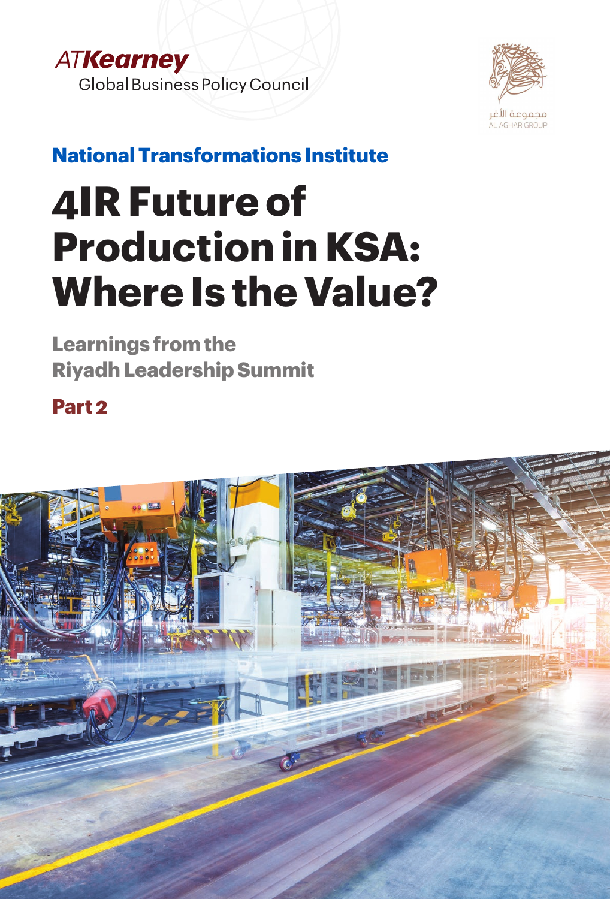ATKearney
Global Business Policy Council

مجموعة الأغر
AL AGHAR GROUP

**National Transformations Institute**

# 4IR Future of Production in KSA: Where Is the Value?

## Learnings from the Riyadh Leadership Summit

**Part 2**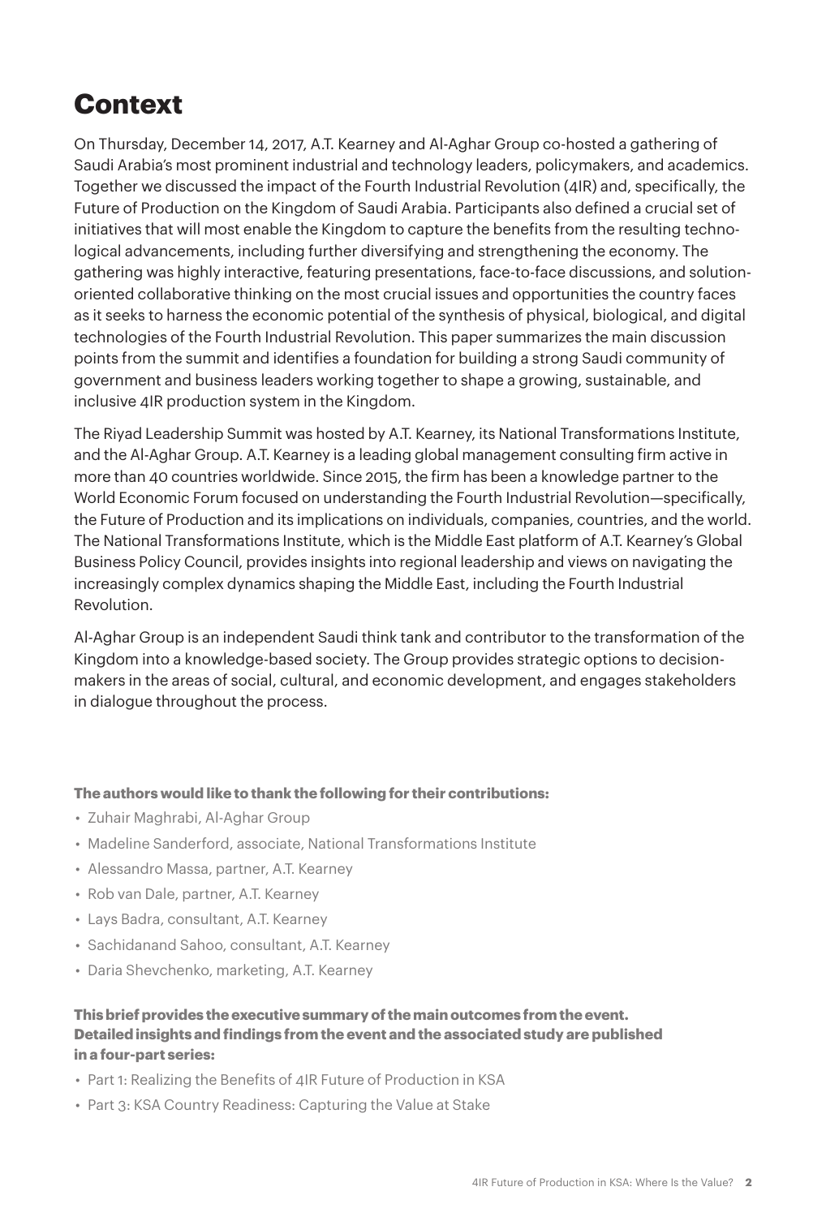# Context

On Thursday, December 14, 2017, A.T. Kearney and Al-Aghar Group co-hosted a gathering of Saudi Arabia's most prominent industrial and technology leaders, policymakers, and academics. Together we discussed the impact of the Fourth Industrial Revolution (4IR) and, specifically, the Future of Production on the Kingdom of Saudi Arabia. Participants also defined a crucial set of initiatives that will most enable the Kingdom to capture the benefits from the resulting technological advancements, including further diversifying and strengthening the economy. The gathering was highly interactive, featuring presentations, face-to-face discussions, and solution-oriented collaborative thinking on the most crucial issues and opportunities the country faces as it seeks to harness the economic potential of the synthesis of physical, biological, and digital technologies of the Fourth Industrial Revolution. This paper summarizes the main discussion points from the summit and identifies a foundation for building a strong Saudi community of government and business leaders working together to shape a growing, sustainable, and inclusive 4IR production system in the Kingdom.

The Riyad Leadership Summit was hosted by A.T. Kearney, its National Transformations Institute, and the Al-Aghar Group. A.T. Kearney is a leading global management consulting firm active in more than 40 countries worldwide. Since 2015, the firm has been a knowledge partner to the World Economic Forum focused on understanding the Fourth Industrial Revolution—specifically, the Future of Production and its implications on individuals, companies, countries, and the world. The National Transformations Institute, which is the Middle East platform of A.T. Kearney's Global Business Policy Council, provides insights into regional leadership and views on navigating the increasingly complex dynamics shaping the Middle East, including the Fourth Industrial Revolution.

Al-Aghar Group is an independent Saudi think tank and contributor to the transformation of the Kingdom into a knowledge-based society. The Group provides strategic options to decision-makers in the areas of social, cultural, and economic development, and engages stakeholders in dialogue throughout the process.

**The authors would like to thank the following for their contributions:**

- Zuhair Maghrabi, Al-Aghar Group
- Madeline Sanderford, associate, National Transformations Institute
- Alessandro Massa, partner, A.T. Kearney
- Rob van Dale, partner, A.T. Kearney
- Lays Badra, consultant, A.T. Kearney
- Sachidanand Sahoo, consultant, A.T. Kearney
- Daria Shevchenko, marketing, A.T. Kearney

**This brief provides the executive summary of the main outcomes from the event. Detailed insights and findings from the event and the associated study are published in a four-part series:**

- Part 1: Realizing the Benefits of 4IR Future of Production in KSA
- Part 3: KSA Country Readiness: Capturing the Value at Stake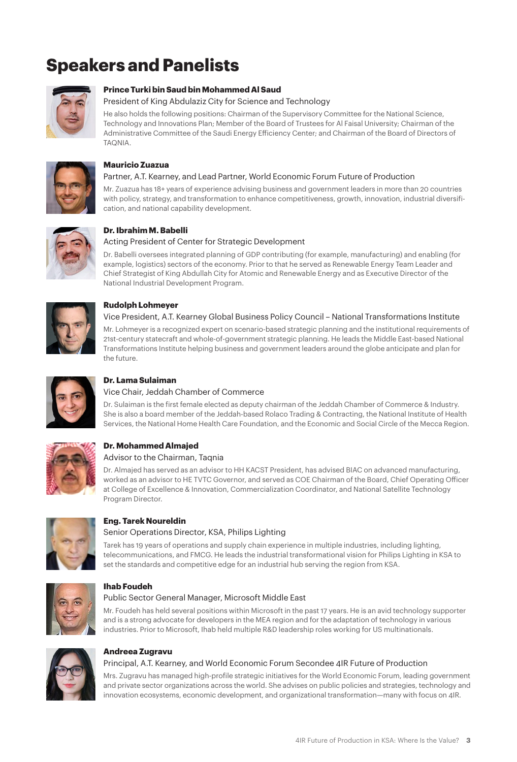# Speakers and Panelists

**Prince Turki bin Saud bin Mohammed Al Saud**

President of King Abdulaziz City for Science and Technology

He also holds the following positions: Chairman of the Supervisory Committee for the National Science, Technology and Innovations Plan; Member of the Board of Trustees for Al Faisal University; Chairman of the Administrative Committee of the Saudi Energy Efficiency Center; and Chairman of the Board of Directors of TAQNIA.

**Mauricio Zuazua**

Partner, A.T. Kearney, and Lead Partner, World Economic Forum Future of Production

Mr. Zuazua has 18+ years of experience advising business and government leaders in more than 20 countries with policy, strategy, and transformation to enhance competitiveness, growth, innovation, industrial diversification, and national capability development.

**Dr. Ibrahim M. Babelli**

Acting President of Center for Strategic Development

Dr. Babelli oversees integrated planning of GDP contributing (for example, manufacturing) and enabling (for example, logistics) sectors of the economy. Prior to that he served as Renewable Energy Team Leader and Chief Strategist of King Abdullah City for Atomic and Renewable Energy and as Executive Director of the National Industrial Development Program.

**Rudolph Lohmeyer**

Vice President, A.T. Kearney Global Business Policy Council – National Transformations Institute

Mr. Lohmeyer is a recognized expert on scenario-based strategic planning and the institutional requirements of 21st-century statecraft and whole-of-government strategic planning. He leads the Middle East-based National Transformations Institute helping business and government leaders around the globe anticipate and plan for the future.

**Dr. Lama Sulaiman**

Vice Chair, Jeddah Chamber of Commerce

Dr. Sulaiman is the first female elected as deputy chairman of the Jeddah Chamber of Commerce & Industry. She is also a board member of the Jeddah-based Rolaco Trading & Contracting, the National Institute of Health Services, the National Home Health Care Foundation, and the Economic and Social Circle of the Mecca Region.

**Dr. Mohammed Almajed**

Advisor to the Chairman, Taqnia

Dr. Almajed has served as an advisor to HH KACST President, has advised BIAC on advanced manufacturing, worked as an advisor to HE TVTC Governor, and served as COE Chairman of the Board, Chief Operating Officer at College of Excellence & Innovation, Commercialization Coordinator, and National Satellite Technology Program Director.

**Eng. Tarek Noureldin**

Senior Operations Director, KSA, Philips Lighting

Tarek has 19 years of operations and supply chain experience in multiple industries, including lighting, telecommunications, and FMCG. He leads the industrial transformational vision for Philips Lighting in KSA to set the standards and competitive edge for an industrial hub serving the region from KSA.

**Ihab Foudeh**

Public Sector General Manager, Microsoft Middle East

Mr. Foudeh has held several positions within Microsoft in the past 17 years. He is an avid technology supporter and is a strong advocate for developers in the MEA region and for the adaptation of technology in various industries. Prior to Microsoft, Ihab held multiple R&D leadership roles working for US multinationals.

**Andreea Zugravu**

Principal, A.T. Kearney, and World Economic Forum Secondee 4IR Future of Production

Mrs. Zugravu has managed high-profile strategic initiatives for the World Economic Forum, leading government and private sector organizations across the world. She advises on public policies and strategies, technology and innovation ecosystems, economic development, and organizational transformation—many with focus on 4IR.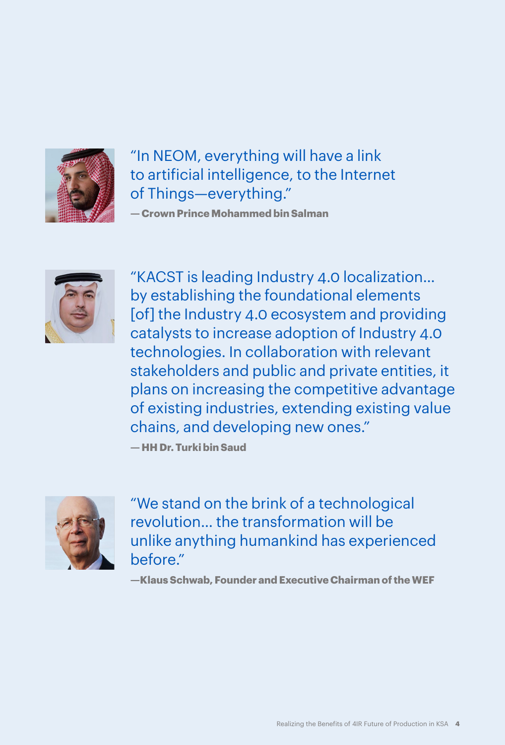"In NEOM, everything will have a link to artificial intelligence, to the Internet of Things—everything."

**— Crown Prince Mohammed bin Salman**

"KACST is leading Industry 4.0 localization... by establishing the foundational elements [of] the Industry 4.0 ecosystem and providing catalysts to increase adoption of Industry 4.0 technologies. In collaboration with relevant stakeholders and public and private entities, it plans on increasing the competitive advantage of existing industries, extending existing value chains, and developing new ones."

**— HH Dr. Turki bin Saud**

"We stand on the brink of a technological revolution... the transformation will be unlike anything humankind has experienced before."

**—Klaus Schwab, Founder and Executive Chairman of the WEF**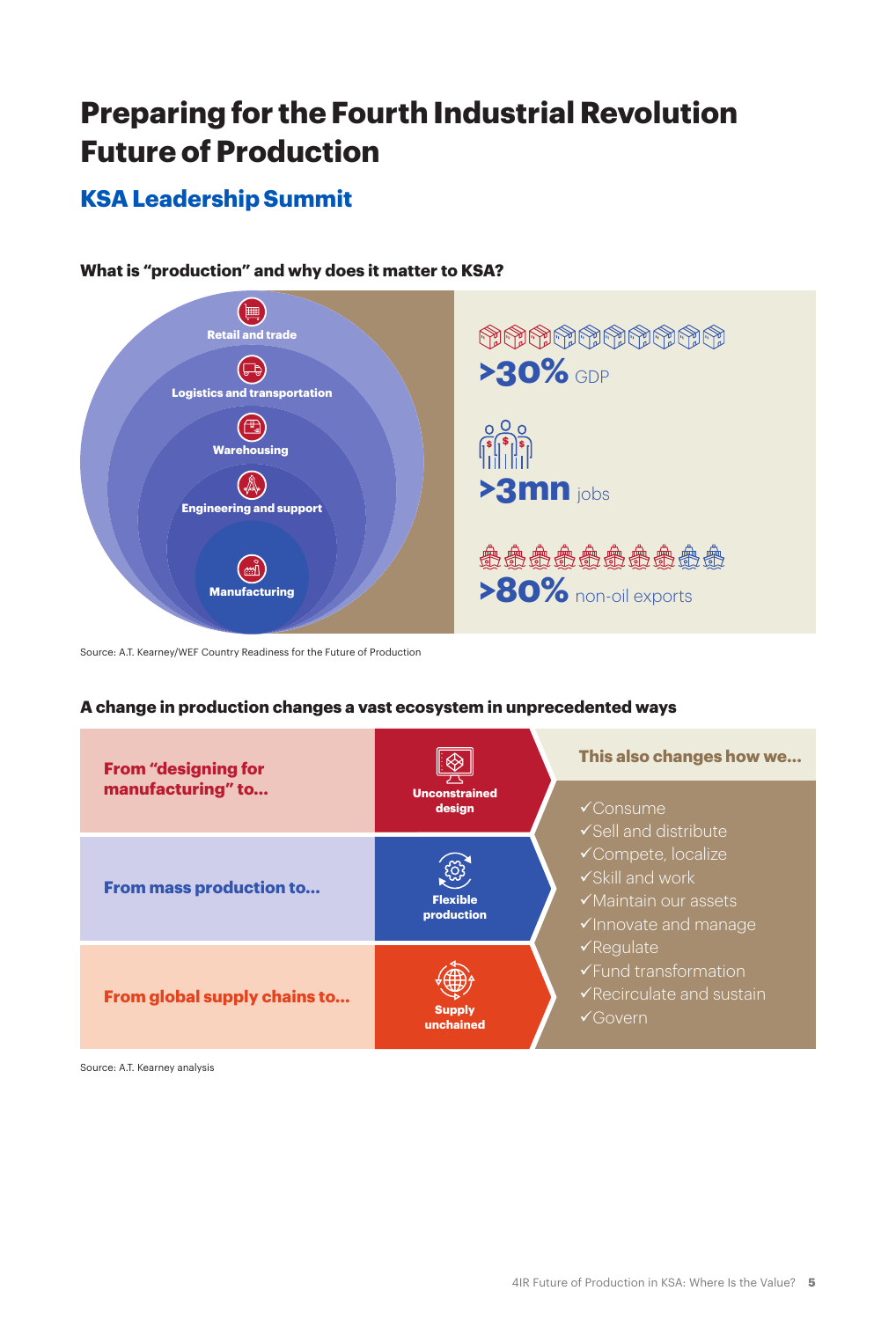# Preparing for the Fourth Industrial Revolution Future of Production

## KSA Leadership Summit

### What is "production" and why does it matter to KSA?

- Retail and trade
- Logistics and transportation
- Warehousing
- Engineering and support
- Manufacturing

**>30%** GDP

**>3mn** jobs

**>80%** non-oil exports

Source: A.T. Kearney/WEF Country Readiness for the Future of Production

### A change in production changes a vast ecosystem in unprecedented ways

| | | |
|---|---|---|
| **From "designing for manufacturing" to...** | **Unconstrained design** | |
| **From mass production to...** | **Flexible production** | |
| **From global supply chains to...** | **Supply unchained** | |

**This also changes how we...**

✓Consume
✓Sell and distribute
✓Compete, localize
✓Skill and work
✓Maintain our assets
✓Innovate and manage
✓Regulate
✓Fund transformation
✓Recirculate and sustain
✓Govern

Source: A.T. Kearney analysis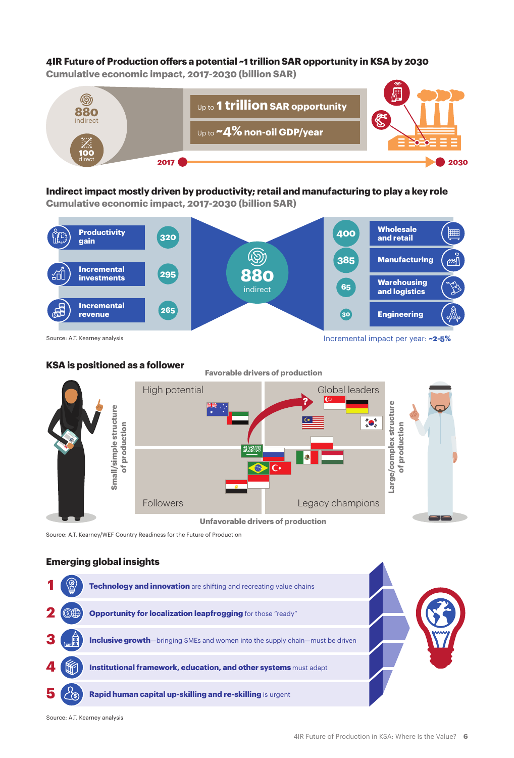## 4IR Future of Production offers a potential ~1 trillion SAR opportunity in KSA by 2030

**Cumulative economic impact, 2017-2030 (billion SAR)**

880 indirect

100 direct

Up to **1 trillion SAR opportunity**

Up to **~4% non-oil GDP/year**

2017 — 2030

## Indirect impact mostly driven by productivity; retail and manufacturing to play a key role

**Cumulative economic impact, 2017-2030 (billion SAR)**

| Driver | Value |
|---|---|
| Productivity gain | 320 |
| Incremental investments | 295 |
| Incremental revenue | 265 |

**880 indirect**

| Sector | Value |
|---|---|
| Wholesale and retail | 400 |
| Manufacturing | 385 |
| Warehousing and logistics | 65 |
| Engineering | 30 |

Source: A.T. Kearney analysis

Incremental impact per year: **~2-5%**

## KSA is positioned as a follower

**Favorable drivers of production**

High potential | Global leaders

Followers | Legacy champions

**Unfavorable drivers of production**

Small/simple structure of production — Large/complex structure of production

Source: A.T. Kearney/WEF Country Readiness for the Future of Production

## Emerging global insights

1. **Technology and innovation** are shifting and recreating value chains
2. **Opportunity for localization leapfrogging** for those "ready"
3. **Inclusive growth**—bringing SMEs and women into the supply chain—must be driven
4. **Institutional framework, education, and other systems** must adapt
5. **Rapid human capital up-skilling and re-skilling** is urgent

Source: A.T. Kearney analysis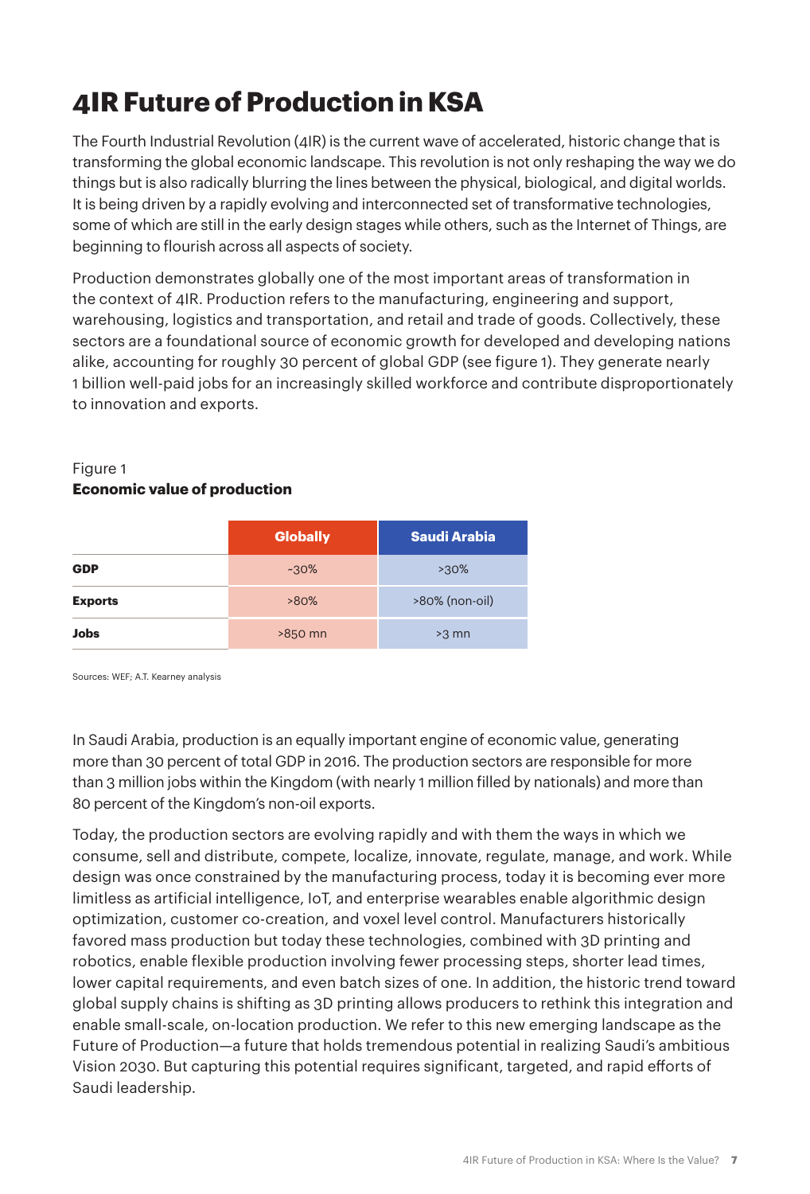# 4IR Future of Production in KSA

The Fourth Industrial Revolution (4IR) is the current wave of accelerated, historic change that is transforming the global economic landscape. This revolution is not only reshaping the way we do things but is also radically blurring the lines between the physical, biological, and digital worlds. It is being driven by a rapidly evolving and interconnected set of transformative technologies, some of which are still in the early design stages while others, such as the Internet of Things, are beginning to flourish across all aspects of society.

Production demonstrates globally one of the most important areas of transformation in the context of 4IR. Production refers to the manufacturing, engineering and support, warehousing, logistics and transportation, and retail and trade of goods. Collectively, these sectors are a foundational source of economic growth for developed and developing nations alike, accounting for roughly 30 percent of global GDP (see figure 1). They generate nearly 1 billion well-paid jobs for an increasingly skilled workforce and contribute disproportionately to innovation and exports.

Figure 1
**Economic value of production**

| | Globally | Saudi Arabia |
|---|---|---|
| **GDP** | ~30% | >30% |
| **Exports** | >80% | >80% (non-oil) |
| **Jobs** | >850 mn | >3 mn |

Sources: WEF; A.T. Kearney analysis

In Saudi Arabia, production is an equally important engine of economic value, generating more than 30 percent of total GDP in 2016. The production sectors are responsible for more than 3 million jobs within the Kingdom (with nearly 1 million filled by nationals) and more than 80 percent of the Kingdom's non-oil exports.

Today, the production sectors are evolving rapidly and with them the ways in which we consume, sell and distribute, compete, localize, innovate, regulate, manage, and work. While design was once constrained by the manufacturing process, today it is becoming ever more limitless as artificial intelligence, IoT, and enterprise wearables enable algorithmic design optimization, customer co-creation, and voxel level control. Manufacturers historically favored mass production but today these technologies, combined with 3D printing and robotics, enable flexible production involving fewer processing steps, shorter lead times, lower capital requirements, and even batch sizes of one. In addition, the historic trend toward global supply chains is shifting as 3D printing allows producers to rethink this integration and enable small-scale, on-location production. We refer to this new emerging landscape as the Future of Production—a future that holds tremendous potential in realizing Saudi's ambitious Vision 2030. But capturing this potential requires significant, targeted, and rapid efforts of Saudi leadership.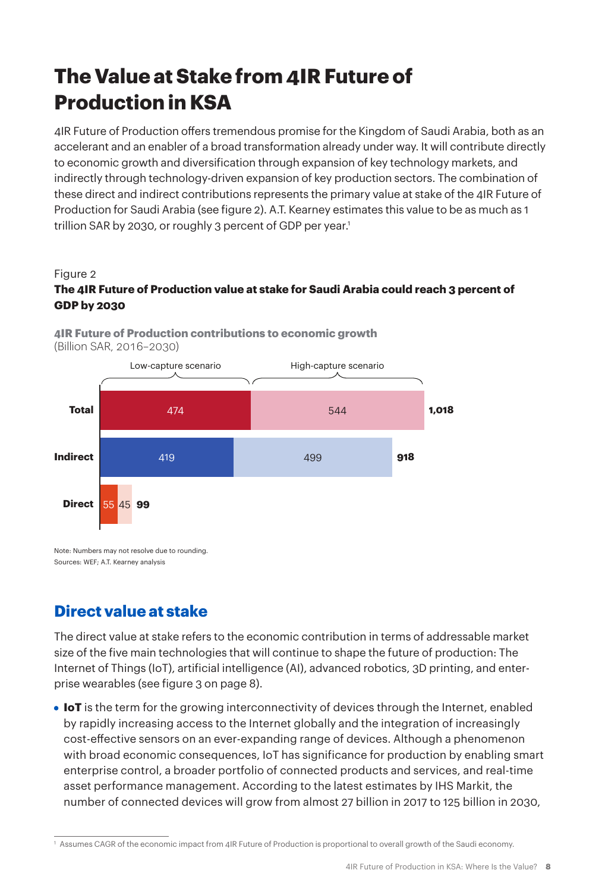# The Value at Stake from 4IR Future of Production in KSA

4IR Future of Production offers tremendous promise for the Kingdom of Saudi Arabia, both as an accelerant and an enabler of a broad transformation already under way. It will contribute directly to economic growth and diversification through expansion of key technology markets, and indirectly through technology-driven expansion of key production sectors. The combination of these direct and indirect contributions represents the primary value at stake of the 4IR Future of Production for Saudi Arabia (see figure 2). A.T. Kearney estimates this value to be as much as 1 trillion SAR by 2030, or roughly 3 percent of GDP per year.[1]

Figure 2

**The 4IR Future of Production value at stake for Saudi Arabia could reach 3 percent of GDP by 2030**

**4IR Future of Production contributions to economic growth**
(Billion SAR, 2016–2030)

| | Low-capture scenario | High-capture scenario | Total |
|---|---|---|---|
| **Total** | 474 | 544 | **1,018** |
| **Indirect** | 419 | 499 | **918** |
| **Direct** | 55 | 45 | **99** |

Note: Numbers may not resolve due to rounding.
Sources: WEF; A.T. Kearney analysis

## Direct value at stake

The direct value at stake refers to the economic contribution in terms of addressable market size of the five main technologies that will continue to shape the future of production: The Internet of Things (IoT), artificial intelligence (AI), advanced robotics, 3D printing, and enterprise wearables (see figure 3 on page 8).

- **IoT** is the term for the growing interconnectivity of devices through the Internet, enabled by rapidly increasing access to the Internet globally and the integration of increasingly cost-effective sensors on an ever-expanding range of devices. Although a phenomenon with broad economic consequences, IoT has significance for production by enabling smart enterprise control, a broader portfolio of connected products and services, and real-time asset performance management. According to the latest estimates by IHS Markit, the number of connected devices will grow from almost 27 billion in 2017 to 125 billion in 2030,

[1] Assumes CAGR of the economic impact from 4IR Future of Production is proportional to overall growth of the Saudi economy.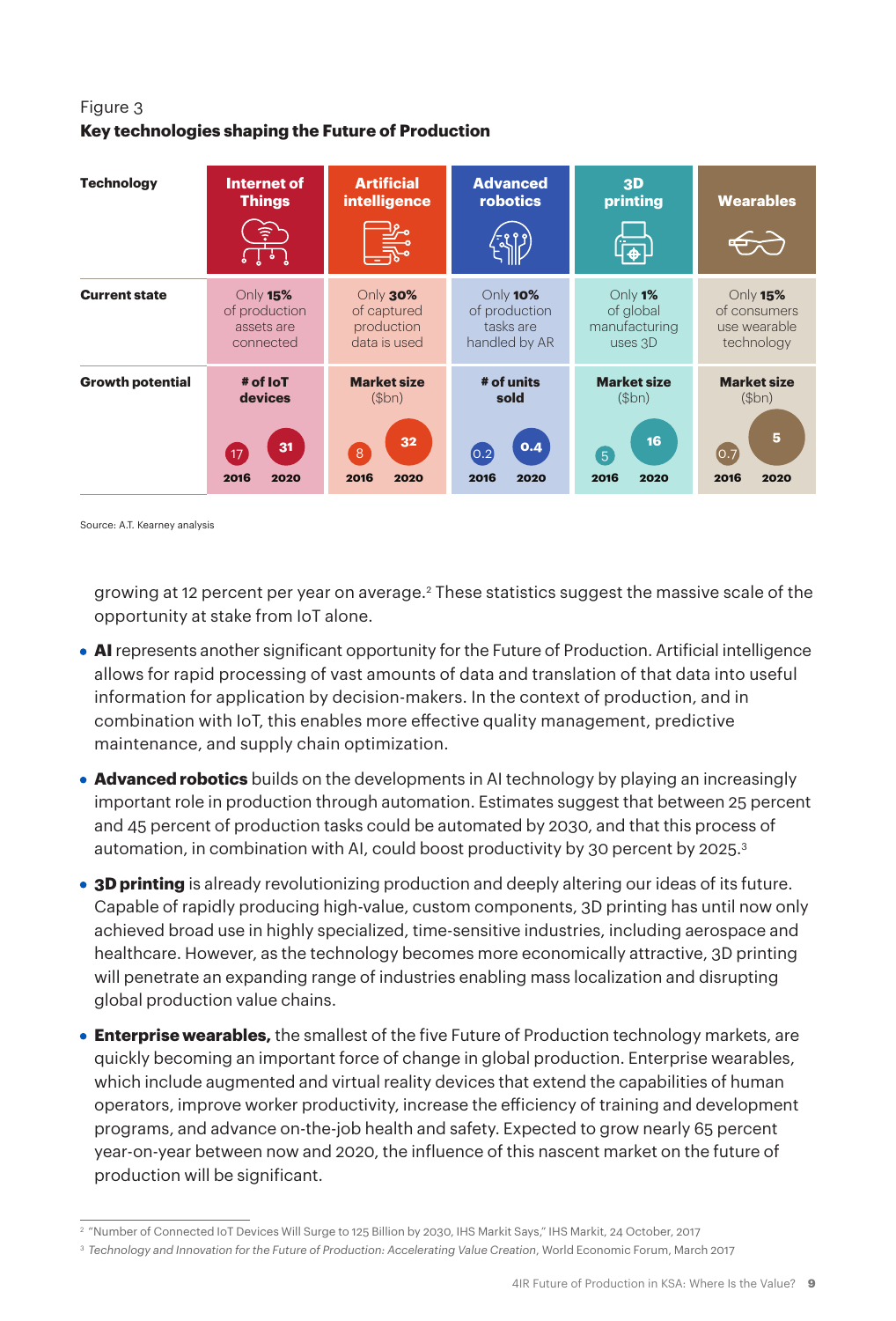Figure 3

**Key technologies shaping the Future of Production**

| Technology | Internet of Things | Artificial intelligence | Advanced robotics | 3D printing | Wearables |
|---|---|---|---|---|---|
| Current state | Only **15%** of production assets are connected | Only **30%** of captured production data is used | Only **10%** of production tasks are handled by AR | Only **1%** of global manufacturing uses 3D | Only **15%** of consumers use wearable technology |
| Growth potential | **# of IoT devices** | **Market size** ($bn) | **# of units sold** | **Market size** ($bn) | **Market size** ($bn) |
| 2016 | 17 | 8 | 0.2 | 5 | 0.7 |
| 2020 | 31 | 32 | 0.4 | 16 | 5 |

Source: A.T. Kearney analysis

growing at 12 percent per year on average.[2] These statistics suggest the massive scale of the opportunity at stake from IoT alone.

- **AI** represents another significant opportunity for the Future of Production. Artificial intelligence allows for rapid processing of vast amounts of data and translation of that data into useful information for application by decision-makers. In the context of production, and in combination with IoT, this enables more effective quality management, predictive maintenance, and supply chain optimization.
- **Advanced robotics** builds on the developments in AI technology by playing an increasingly important role in production through automation. Estimates suggest that between 25 percent and 45 percent of production tasks could be automated by 2030, and that this process of automation, in combination with AI, could boost productivity by 30 percent by 2025.[3]
- **3D printing** is already revolutionizing production and deeply altering our ideas of its future. Capable of rapidly producing high-value, custom components, 3D printing has until now only achieved broad use in highly specialized, time-sensitive industries, including aerospace and healthcare. However, as the technology becomes more economically attractive, 3D printing will penetrate an expanding range of industries enabling mass localization and disrupting global production value chains.
- **Enterprise wearables,** the smallest of the five Future of Production technology markets, are quickly becoming an important force of change in global production. Enterprise wearables, which include augmented and virtual reality devices that extend the capabilities of human operators, improve worker productivity, increase the efficiency of training and development programs, and advance on-the-job health and safety. Expected to grow nearly 65 percent year-on-year between now and 2020, the influence of this nascent market on the future of production will be significant.

[2] "Number of Connected IoT Devices Will Surge to 125 Billion by 2030, IHS Markit Says," IHS Markit, 24 October, 2017

[3] *Technology and Innovation for the Future of Production: Accelerating Value Creation*, World Economic Forum, March 2017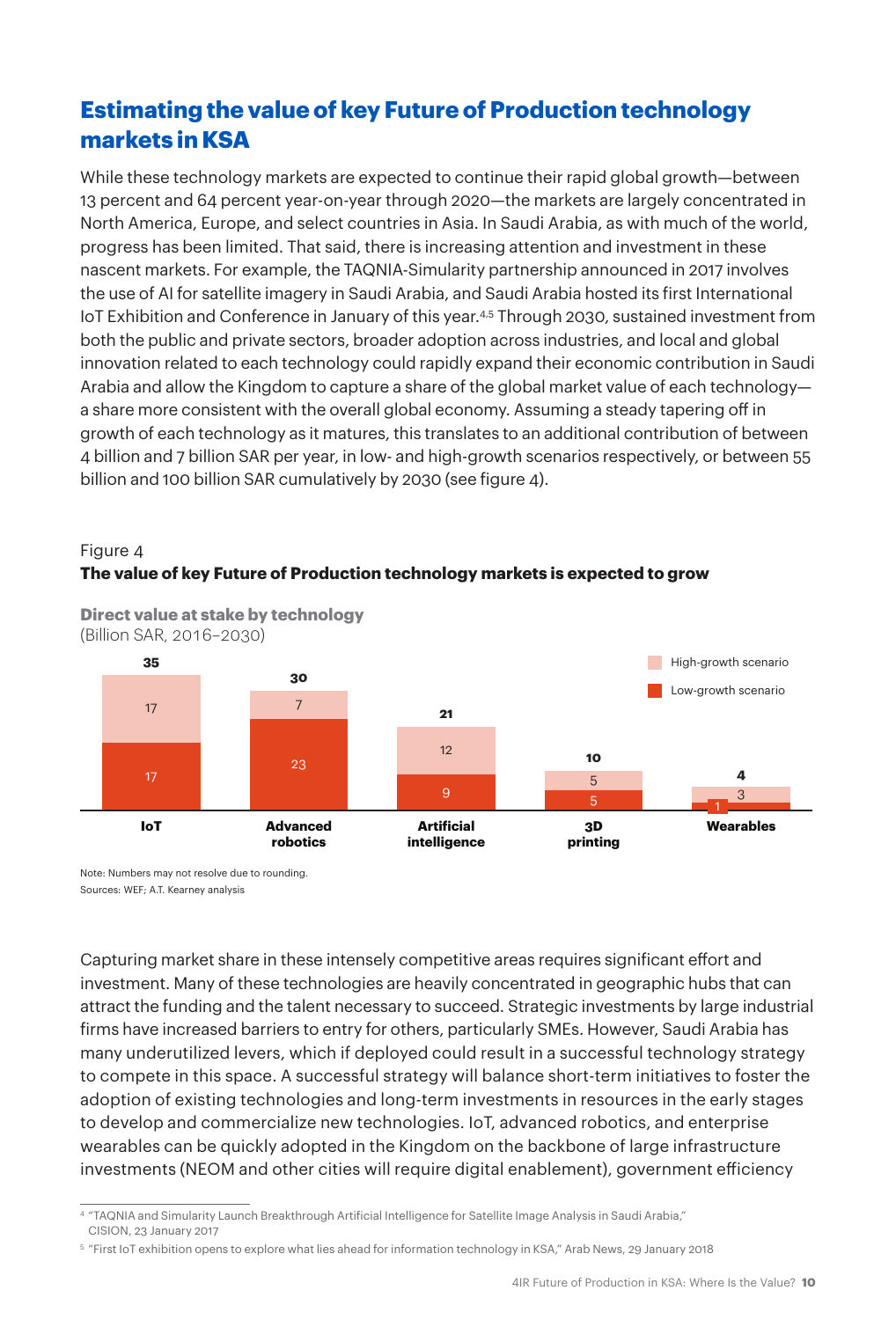## Estimating the value of key Future of Production technology markets in KSA

While these technology markets are expected to continue their rapid global growth—between 13 percent and 64 percent year-on-year through 2020—the markets are largely concentrated in North America, Europe, and select countries in Asia. In Saudi Arabia, as with much of the world, progress has been limited. That said, there is increasing attention and investment in these nascent markets. For example, the TAQNIA-Simularity partnership announced in 2017 involves the use of AI for satellite imagery in Saudi Arabia, and Saudi Arabia hosted its first International IoT Exhibition and Conference in January of this year.[4,5] Through 2030, sustained investment from both the public and private sectors, broader adoption across industries, and local and global innovation related to each technology could rapidly expand their economic contribution in Saudi Arabia and allow the Kingdom to capture a share of the global market value of each technology—a share more consistent with the overall global economy. Assuming a steady tapering off in growth of each technology as it matures, this translates to an additional contribution of between 4 billion and 7 billion SAR per year, in low- and high-growth scenarios respectively, or between 55 billion and 100 billion SAR cumulatively by 2030 (see figure 4).

Figure 4

**The value of key Future of Production technology markets is expected to grow**

**Direct value at stake by technology**
(Billion SAR, 2016–2030)

| Technology | Low-growth scenario | High-growth scenario | Total |
|---|---|---|---|
| IoT | 17 | 17 | 35 |
| Advanced robotics | 23 | 7 | 30 |
| Artificial intelligence | 9 | 12 | 21 |
| 3D printing | 5 | 5 | 10 |
| Wearables | 1 | 3 | 4 |

Note: Numbers may not resolve due to rounding.
Sources: WEF; A.T. Kearney analysis

Capturing market share in these intensely competitive areas requires significant effort and investment. Many of these technologies are heavily concentrated in geographic hubs that can attract the funding and the talent necessary to succeed. Strategic investments by large industrial firms have increased barriers to entry for others, particularly SMEs. However, Saudi Arabia has many underutilized levers, which if deployed could result in a successful technology strategy to compete in this space. A successful strategy will balance short-term initiatives to foster the adoption of existing technologies and long-term investments in resources in the early stages to develop and commercialize new technologies. IoT, advanced robotics, and enterprise wearables can be quickly adopted in the Kingdom on the backbone of large infrastructure investments (NEOM and other cities will require digital enablement), government efficiency

[4] "TAQNIA and Simularity Launch Breakthrough Artificial Intelligence for Satellite Image Analysis in Saudi Arabia," CISION, 23 January 2017

[5] "First IoT exhibition opens to explore what lies ahead for information technology in KSA," Arab News, 29 January 2018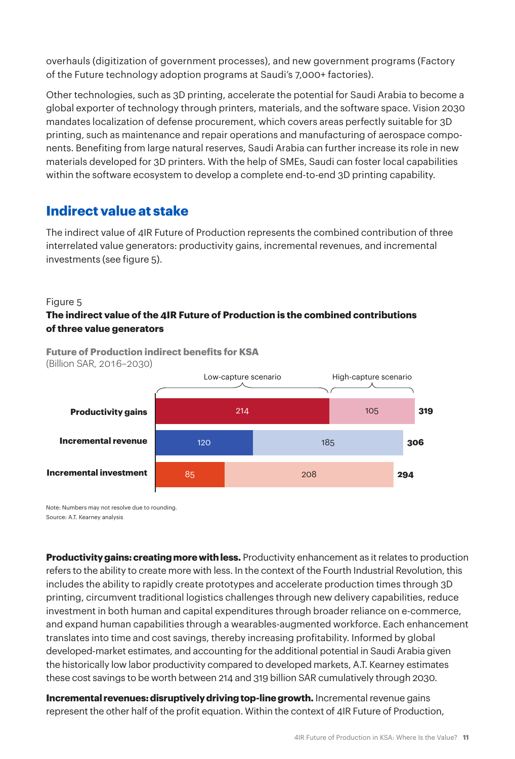overhauls (digitization of government processes), and new government programs (Factory of the Future technology adoption programs at Saudi's 7,000+ factories).

Other technologies, such as 3D printing, accelerate the potential for Saudi Arabia to become a global exporter of technology through printers, materials, and the software space. Vision 2030 mandates localization of defense procurement, which covers areas perfectly suitable for 3D printing, such as maintenance and repair operations and manufacturing of aerospace components. Benefiting from large natural reserves, Saudi Arabia can further increase its role in new materials developed for 3D printers. With the help of SMEs, Saudi can foster local capabilities within the software ecosystem to develop a complete end-to-end 3D printing capability.

## Indirect value at stake

The indirect value of 4IR Future of Production represents the combined contribution of three interrelated value generators: productivity gains, incremental revenues, and incremental investments (see figure 5).

Figure 5

**The indirect value of the 4IR Future of Production is the combined contributions of three value generators**

**Future of Production indirect benefits for KSA**
(Billion SAR, 2016–2030)

| | Low-capture scenario | High-capture scenario | Total |
|---|---|---|---|
| **Productivity gains** | 214 | 105 | **319** |
| **Incremental revenue** | 120 | 185 | **306** |
| **Incremental investment** | 85 | 208 | **294** |

Note: Numbers may not resolve due to rounding.
Source: A.T. Kearney analysis

**Productivity gains: creating more with less.** Productivity enhancement as it relates to production refers to the ability to create more with less. In the context of the Fourth Industrial Revolution, this includes the ability to rapidly create prototypes and accelerate production times through 3D printing, circumvent traditional logistics challenges through new delivery capabilities, reduce investment in both human and capital expenditures through broader reliance on e-commerce, and expand human capabilities through a wearables-augmented workforce. Each enhancement translates into time and cost savings, thereby increasing profitability. Informed by global developed-market estimates, and accounting for the additional potential in Saudi Arabia given the historically low labor productivity compared to developed markets, A.T. Kearney estimates these cost savings to be worth between 214 and 319 billion SAR cumulatively through 2030.

**Incremental revenues: disruptively driving top-line growth.** Incremental revenue gains represent the other half of the profit equation. Within the context of 4IR Future of Production,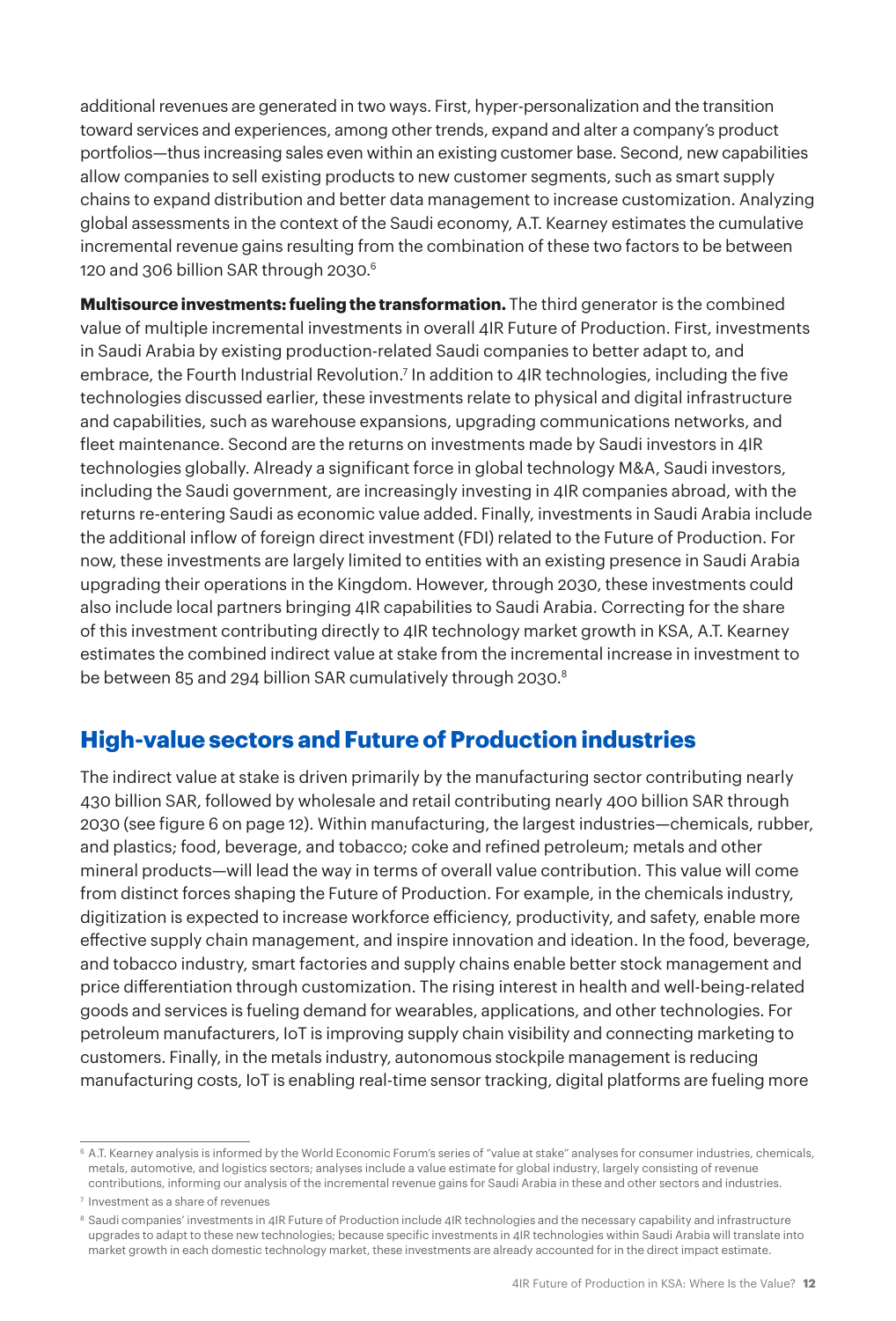additional revenues are generated in two ways. First, hyper-personalization and the transition toward services and experiences, among other trends, expand and alter a company's product portfolios—thus increasing sales even within an existing customer base. Second, new capabilities allow companies to sell existing products to new customer segments, such as smart supply chains to expand distribution and better data management to increase customization. Analyzing global assessments in the context of the Saudi economy, A.T. Kearney estimates the cumulative incremental revenue gains resulting from the combination of these two factors to be between 120 and 306 billion SAR through 2030.[6]

**Multisource investments: fueling the transformation.** The third generator is the combined value of multiple incremental investments in overall 4IR Future of Production. First, investments in Saudi Arabia by existing production-related Saudi companies to better adapt to, and embrace, the Fourth Industrial Revolution.[7] In addition to 4IR technologies, including the five technologies discussed earlier, these investments relate to physical and digital infrastructure and capabilities, such as warehouse expansions, upgrading communications networks, and fleet maintenance. Second are the returns on investments made by Saudi investors in 4IR technologies globally. Already a significant force in global technology M&A, Saudi investors, including the Saudi government, are increasingly investing in 4IR companies abroad, with the returns re-entering Saudi as economic value added. Finally, investments in Saudi Arabia include the additional inflow of foreign direct investment (FDI) related to the Future of Production. For now, these investments are largely limited to entities with an existing presence in Saudi Arabia upgrading their operations in the Kingdom. However, through 2030, these investments could also include local partners bringing 4IR capabilities to Saudi Arabia. Correcting for the share of this investment contributing directly to 4IR technology market growth in KSA, A.T. Kearney estimates the combined indirect value at stake from the incremental increase in investment to be between 85 and 294 billion SAR cumulatively through 2030.[8]

## High-value sectors and Future of Production industries

The indirect value at stake is driven primarily by the manufacturing sector contributing nearly 430 billion SAR, followed by wholesale and retail contributing nearly 400 billion SAR through 2030 (see figure 6 on page 12). Within manufacturing, the largest industries—chemicals, rubber, and plastics; food, beverage, and tobacco; coke and refined petroleum; metals and other mineral products—will lead the way in terms of overall value contribution. This value will come from distinct forces shaping the Future of Production. For example, in the chemicals industry, digitization is expected to increase workforce efficiency, productivity, and safety, enable more effective supply chain management, and inspire innovation and ideation. In the food, beverage, and tobacco industry, smart factories and supply chains enable better stock management and price differentiation through customization. The rising interest in health and well-being-related goods and services is fueling demand for wearables, applications, and other technologies. For petroleum manufacturers, IoT is improving supply chain visibility and connecting marketing to customers. Finally, in the metals industry, autonomous stockpile management is reducing manufacturing costs, IoT is enabling real-time sensor tracking, digital platforms are fueling more

---

[6] A.T. Kearney analysis is informed by the World Economic Forum's series of "value at stake" analyses for consumer industries, chemicals, metals, automotive, and logistics sectors; analyses include a value estimate for global industry, largely consisting of revenue contributions, informing our analysis of the incremental revenue gains for Saudi Arabia in these and other sectors and industries.

[7] Investment as a share of revenues

[8] Saudi companies' investments in 4IR Future of Production include 4IR technologies and the necessary capability and infrastructure upgrades to adapt to these new technologies; because specific investments in 4IR technologies within Saudi Arabia will translate into market growth in each domestic technology market, these investments are already accounted for in the direct impact estimate.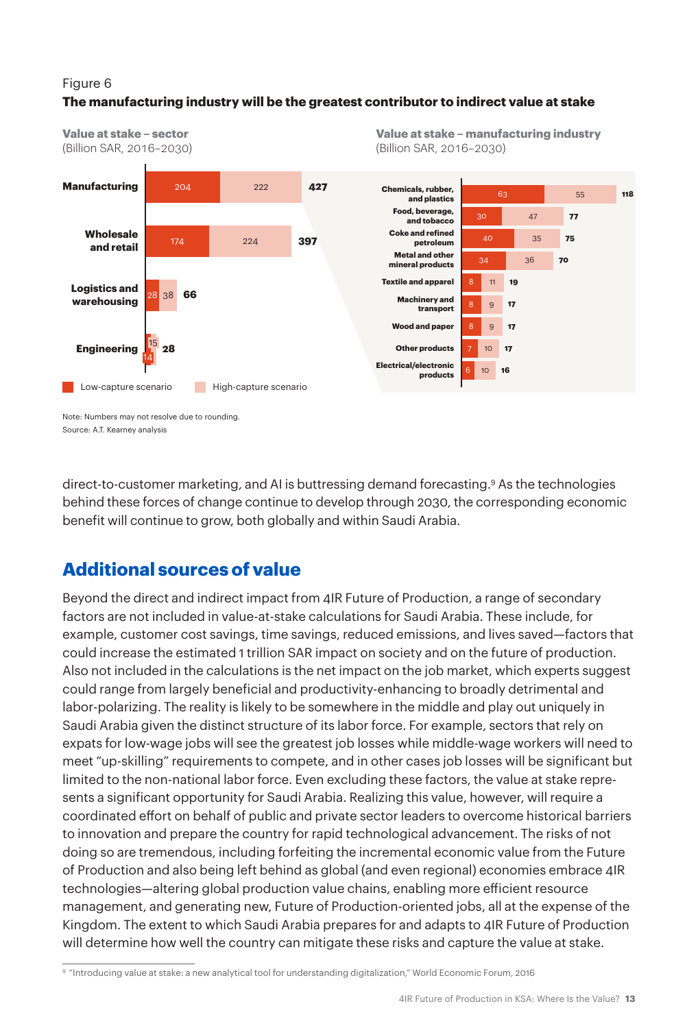Figure 6

**The manufacturing industry will be the greatest contributor to indirect value at stake**

**Value at stake – sector**
(Billion SAR, 2016–2030)

| Sector | Low-capture scenario | High-capture scenario | Total |
|---|---|---|---|
| Manufacturing | 204 | 222 | 427 |
| Wholesale and retail | 174 | 224 | 397 |
| Logistics and warehousing | 28 | 38 | 66 |
| Engineering | 14 | 15 | 28 |

**Value at stake – manufacturing industry**
(Billion SAR, 2016–2030)

| Industry | Low-capture scenario | High-capture scenario | Total |
|---|---|---|---|
| Chemicals, rubber, and plastics | 63 | 55 | 118 |
| Food, beverage, and tobacco | 30 | 47 | 77 |
| Coke and refined petroleum | 40 | 35 | 75 |
| Metal and other mineral products | 34 | 36 | 70 |
| Textile and apparel | 8 | 11 | 19 |
| Machinery and transport | 8 | 9 | 17 |
| Wood and paper | 8 | 9 | 17 |
| Other products | 7 | 10 | 17 |
| Electrical/electronic products | 6 | 10 | 16 |

Note: Numbers may not resolve due to rounding.
Source: A.T. Kearney analysis

direct-to-customer marketing, and AI is buttressing demand forecasting.[9] As the technologies behind these forces of change continue to develop through 2030, the corresponding economic benefit will continue to grow, both globally and within Saudi Arabia.

## Additional sources of value

Beyond the direct and indirect impact from 4IR Future of Production, a range of secondary factors are not included in value-at-stake calculations for Saudi Arabia. These include, for example, customer cost savings, time savings, reduced emissions, and lives saved—factors that could increase the estimated 1 trillion SAR impact on society and on the future of production. Also not included in the calculations is the net impact on the job market, which experts suggest could range from largely beneficial and productivity-enhancing to broadly detrimental and labor-polarizing. The reality is likely to be somewhere in the middle and play out uniquely in Saudi Arabia given the distinct structure of its labor force. For example, sectors that rely on expats for low-wage jobs will see the greatest job losses while middle-wage workers will need to meet "up-skilling" requirements to compete, and in other cases job losses will be significant but limited to the non-national labor force. Even excluding these factors, the value at stake represents a significant opportunity for Saudi Arabia. Realizing this value, however, will require a coordinated effort on behalf of public and private sector leaders to overcome historical barriers to innovation and prepare the country for rapid technological advancement. The risks of not doing so are tremendous, including forfeiting the incremental economic value from the Future of Production and also being left behind as global (and even regional) economies embrace 4IR technologies—altering global production value chains, enabling more efficient resource management, and generating new, Future of Production-oriented jobs, all at the expense of the Kingdom. The extent to which Saudi Arabia prepares for and adapts to 4IR Future of Production will determine how well the country can mitigate these risks and capture the value at stake.

[9] "Introducing value at stake: a new analytical tool for understanding digitalization," World Economic Forum, 2016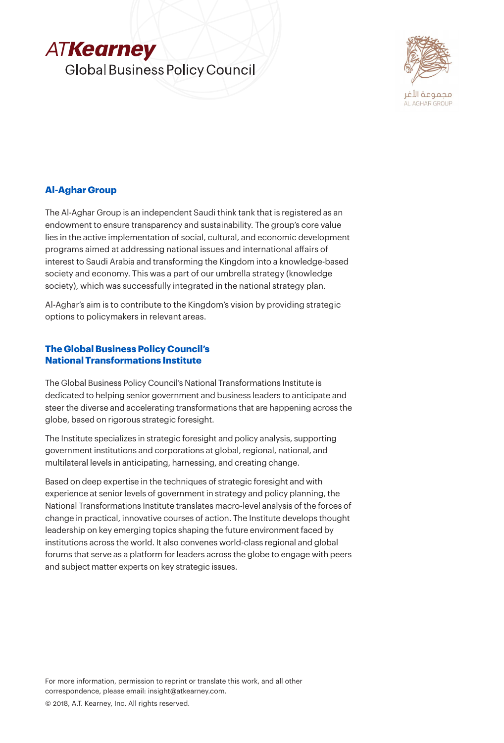ATKearney
Global Business Policy Council

مجموعة الأغر
AL AGHAR GROUP

## Al-Aghar Group

The Al-Aghar Group is an independent Saudi think tank that is registered as an endowment to ensure transparency and sustainability. The group's core value lies in the active implementation of social, cultural, and economic development programs aimed at addressing national issues and international affairs of interest to Saudi Arabia and transforming the Kingdom into a knowledge-based society and economy. This was a part of our umbrella strategy (knowledge society), which was successfully integrated in the national strategy plan.

Al-Aghar's aim is to contribute to the Kingdom's vision by providing strategic options to policymakers in relevant areas.

## The Global Business Policy Council's National Transformations Institute

The Global Business Policy Council's National Transformations Institute is dedicated to helping senior government and business leaders to anticipate and steer the diverse and accelerating transformations that are happening across the globe, based on rigorous strategic foresight.

The Institute specializes in strategic foresight and policy analysis, supporting government institutions and corporations at global, regional, national, and multilateral levels in anticipating, harnessing, and creating change.

Based on deep expertise in the techniques of strategic foresight and with experience at senior levels of government in strategy and policy planning, the National Transformations Institute translates macro-level analysis of the forces of change in practical, innovative courses of action. The Institute develops thought leadership on key emerging topics shaping the future environment faced by institutions across the world. It also convenes world-class regional and global forums that serve as a platform for leaders across the globe to engage with peers and subject matter experts on key strategic issues.

For more information, permission to reprint or translate this work, and all other correspondence, please email: insight@atkearney.com.

© 2018, A.T. Kearney, Inc. All rights reserved.